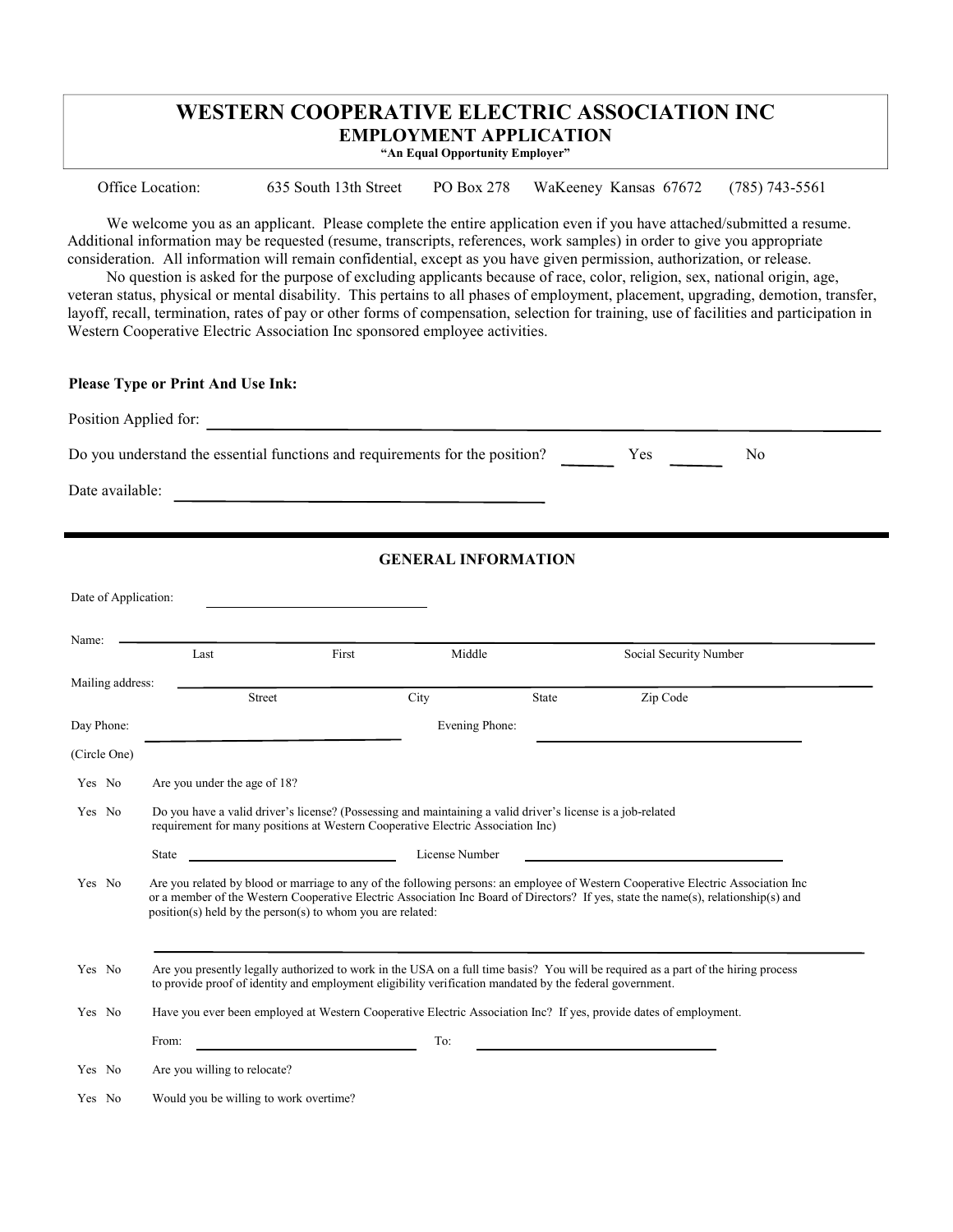# WESTERN COOPERATIVE ELECTRIC ASSOCIATION INC

## EMPLOYMENT APPLICATION

**"An Equal Opportunity Employer"**

Office Location: 635 South 13th Street PO Box 278 WaKeeney Kansas 67672 (785) 743-5561

We welcome you as an applicant. Please complete the entire application even if you have attached/submitted a resume. Additional information may be requested (resume, transcripts, references, work samples) in order to give you appropriate consideration. All information will remain confidential, except as you have given permission, authorization, or release.

No question is asked for the purpose of excluding applicants because of race, color, religion, sex, national origin, age, veteran status, physical or mental disability. This pertains to all phases of employment, placement, upgrading, demotion, transfer, layoff, recall, termination, rates of pay or other forms of compensation, selection for training, use of facilities and participation in Western Cooperative Electric Association Inc sponsored employee activities.

**Please Type or Print And Use Ink:**

Position Applied for: ______________________________

Do you understand the essential functions and requirements for the position? ______ Yes ______ No

Date available: ______________________________

---

### GENERAL INFORMATION

Date of Application: ______________________________

Name: ______________________________
Last First Middle Social Security Number

Mailing address: ______________________________
Street City State Zip Code

Day Phone: ______________________ Evening Phone: ______________________

(Circle One)

Yes No Are you under the age of 18?

Yes No Do you have a valid driver's license? (Possessing and maintaining a valid driver's license is a job-related requirement for many positions at Western Cooperative Electric Association Inc)

State ______________________ License Number ______________________

Yes No Are you related by blood or marriage to any of the following persons: an employee of Western Cooperative Electric Association Inc or a member of the Western Cooperative Electric Association Inc Board of Directors? If yes, state the name(s), relationship(s) and position(s) held by the person(s) to whom you are related:

______________________________

Yes No Are you presently legally authorized to work in the USA on a full time basis? You will be required as a part of the hiring process to provide proof of identity and employment eligibility verification mandated by the federal government.

Yes No Have you ever been employed at Western Cooperative Electric Association Inc? If yes, provide dates of employment.

From: ______________________ To: ______________________

Yes No Are you willing to relocate?

Yes No Would you be willing to work overtime?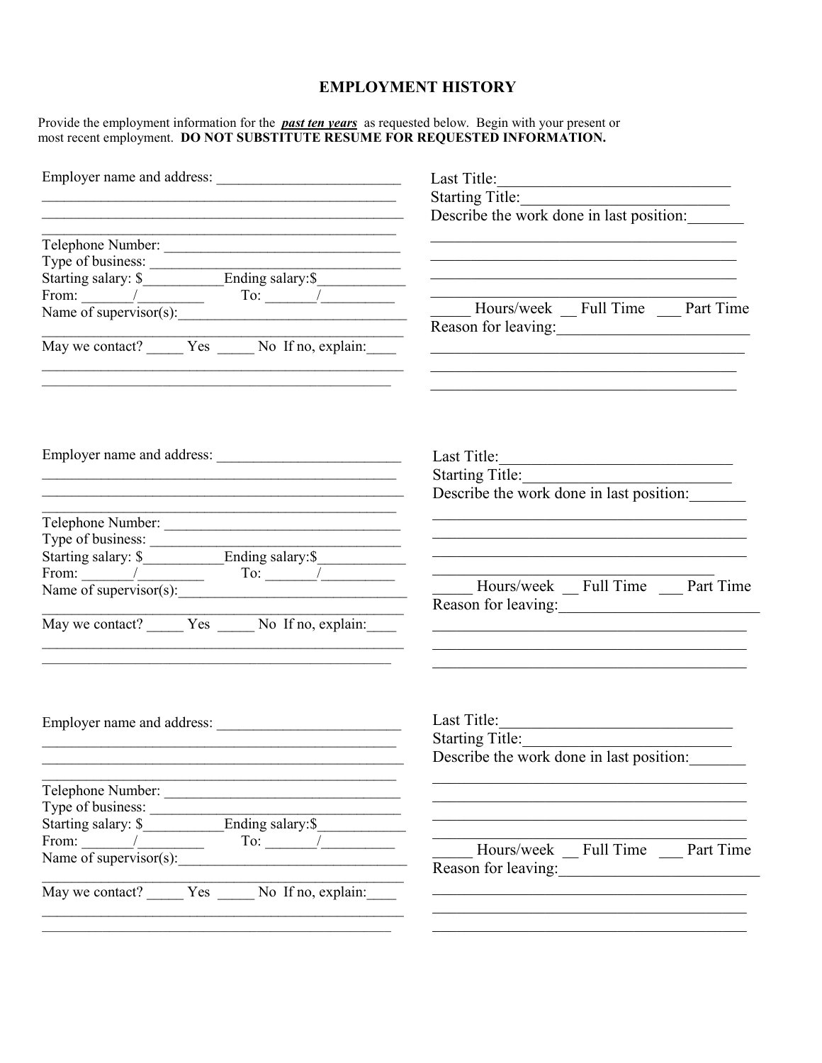# EMPLOYMENT HISTORY

Provide the employment information for the ***past ten years*** as requested below. Begin with your present or most recent employment. **DO NOT SUBSTITUTE RESUME FOR REQUESTED INFORMATION.**

Employer name and address: ___________________________
___________________________________________________
___________________________________________________
___________________________________________________
Telephone Number: __________________________________
Type of business: ___________________________________
Starting salary: $___________Ending salary:$____________
From: _______/_________ To: _______/__________
Name of supervisor(s):________________________________
___________________________________________________
May we contact? _____ Yes _____ No If no, explain:____
___________________________________________________
___________________________________________________

Last Title:_____________________________
Starting Title:__________________________
Describe the work done in last position:_______
________________________________________
________________________________________
________________________________________
________________________________________
_____ Hours/week __ Full Time ___ Part Time
Reason for leaving:________________________
________________________________________
________________________________________
________________________________________

Employer name and address: ___________________________
___________________________________________________
___________________________________________________
___________________________________________________
Telephone Number: __________________________________
Type of business: ___________________________________
Starting salary: $___________Ending salary:$____________
From: _______/_________ To: _______/__________
Name of supervisor(s):________________________________
___________________________________________________
May we contact? _____ Yes _____ No If no, explain:____
___________________________________________________
___________________________________________________

Last Title:_____________________________
Starting Title:__________________________
Describe the work done in last position:_______
________________________________________
________________________________________
________________________________________
________________________________________
_____ Hours/week __ Full Time ___ Part Time
Reason for leaving:________________________
________________________________________
________________________________________
________________________________________

Employer name and address: ___________________________
___________________________________________________
___________________________________________________
___________________________________________________
Telephone Number: __________________________________
Type of business: ___________________________________
Starting salary: $___________Ending salary:$____________
From: _______/_________ To: _______/__________
Name of supervisor(s):________________________________
___________________________________________________
May we contact? _____ Yes _____ No If no, explain:____
___________________________________________________
___________________________________________________

Last Title:_____________________________
Starting Title:__________________________
Describe the work done in last position:_______
________________________________________
________________________________________
________________________________________
________________________________________
_____ Hours/week __ Full Time ___ Part Time
Reason for leaving:________________________
________________________________________
________________________________________
________________________________________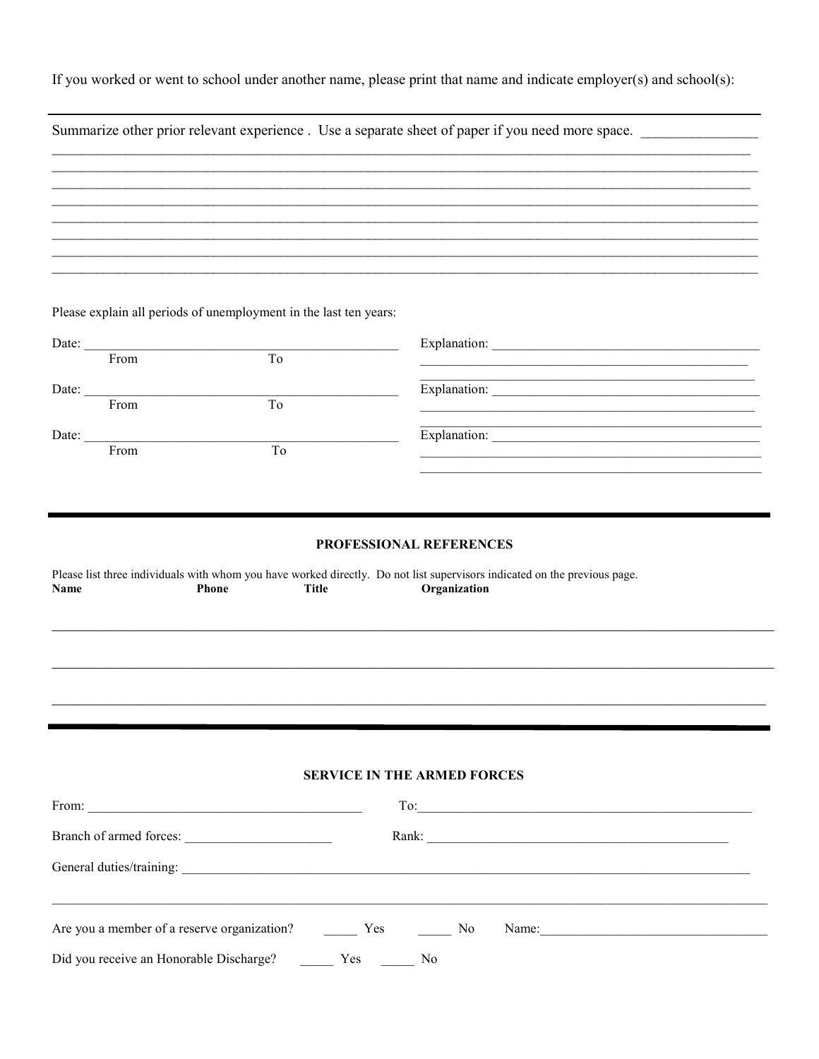If you worked or went to school under another name, please print that name and indicate employer(s) and school(s):

---

Summarize other prior relevant experience . Use a separate sheet of paper if you need more space. ________________

____________________________________________________________________________________________________
____________________________________________________________________________________________________
____________________________________________________________________________________________________
____________________________________________________________________________________________________
____________________________________________________________________________________________________
____________________________________________________________________________________________________
____________________________________________________________________________________________________
____________________________________________________________________________________________________

Please explain all periods of unemployment in the last ten years:

Date: ______________________________________________ Explanation: ________________________________________
From To

Date: ______________________________________________ Explanation: ________________________________________
From To

Date: ______________________________________________ Explanation: ________________________________________
From To

---

## PROFESSIONAL REFERENCES

Please list three individuals with whom you have worked directly. Do not list supervisors indicated on the previous page.

| **Name** | **Phone** | **Title** | **Organization** |
| --- | --- | --- | --- |
| | | | |
| | | | |
| | | | |

---

## SERVICE IN THE ARMED FORCES

From: ________________________________________ To: ____________________________________________________

Branch of armed forces: ______________________ Rank: _______________________________________________

General duties/training: ___________________________________________________________________________

____________________________________________________________________________________________________

Are you a member of a reserve organization? _____ Yes _____ No Name: _________________________________

Did you receive an Honorable Discharge? _____ Yes _____ No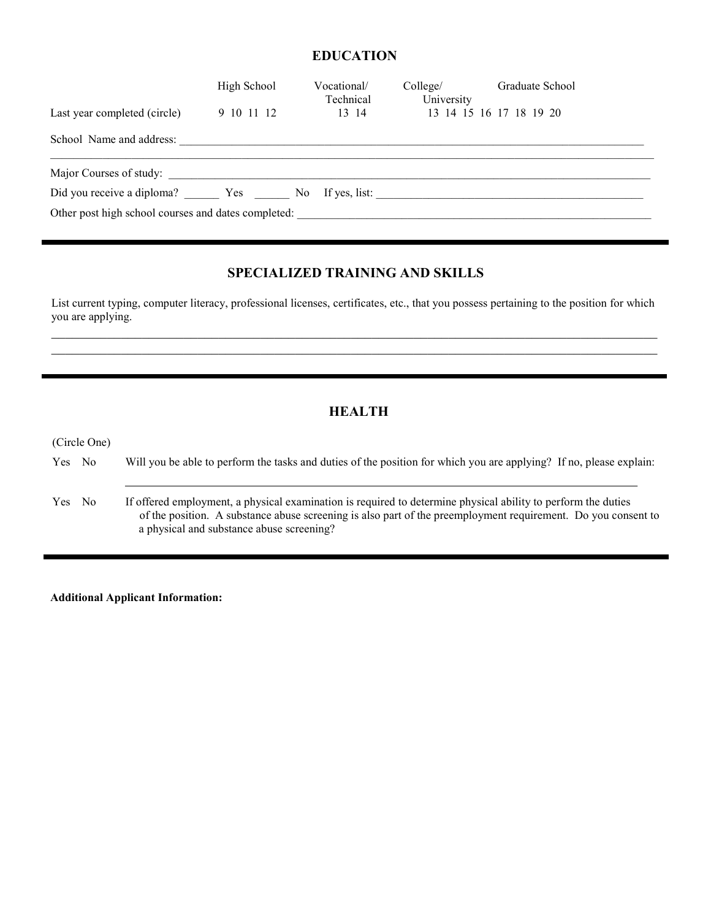## EDUCATION

| | High School | Vocational/ Technical | College/ University | Graduate School |
|---|---|---|---|---|
| Last year completed (circle) | 9 10 11 12 | 13 14 | 13 14 15 16 17 18 19 20 | |

School Name and address: ______________________________________________________________________________

______________________________________________________________________________________________

Major Courses of study: _________________________________________________________________________

Did you receive a diploma? ______ Yes ______ No If yes, list: ______________________________________________

Other post high school courses and dates completed: ___________________________________________________

## SPECIALIZED TRAINING AND SKILLS

List current typing, computer literacy, professional licenses, certificates, etc., that you possess pertaining to the position for which you are applying.

______________________________________________________________________________________________

______________________________________________________________________________________________

## HEALTH

(Circle One)

Yes No Will you be able to perform the tasks and duties of the position for which you are applying? If no, please explain:

______________________________________________________________________________

Yes No If offered employment, a physical examination is required to determine physical ability to perform the duties of the position. A substance abuse screening is also part of the preemployment requirement. Do you consent to a physical and substance abuse screening?

**Additional Applicant Information:**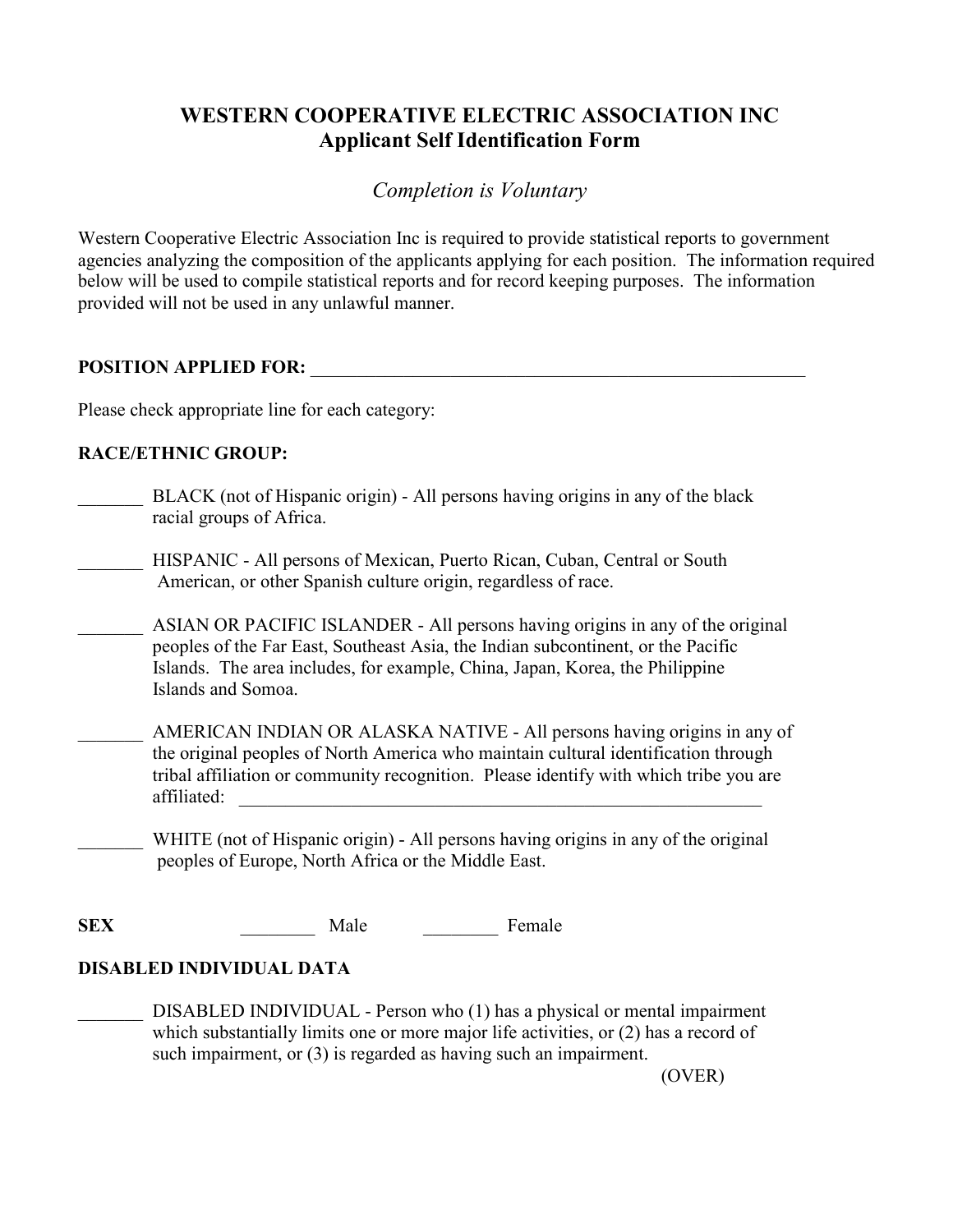# WESTERN COOPERATIVE ELECTRIC ASSOCIATION INC
## Applicant Self Identification Form

*Completion is Voluntary*

Western Cooperative Electric Association Inc is required to provide statistical reports to government agencies analyzing the composition of the applicants applying for each position. The information required below will be used to compile statistical reports and for record keeping purposes. The information provided will not be used in any unlawful manner.

**POSITION APPLIED FOR:** ________________________________________________________

Please check appropriate line for each category:

**RACE/ETHNIC GROUP:**

_______ BLACK (not of Hispanic origin) - All persons having origins in any of the black racial groups of Africa.

_______ HISPANIC - All persons of Mexican, Puerto Rican, Cuban, Central or South American, or other Spanish culture origin, regardless of race.

_______ ASIAN OR PACIFIC ISLANDER - All persons having origins in any of the original peoples of the Far East, Southeast Asia, the Indian subcontinent, or the Pacific Islands. The area includes, for example, China, Japan, Korea, the Philippine Islands and Somoa.

_______ AMERICAN INDIAN OR ALASKA NATIVE - All persons having origins in any of the original peoples of North America who maintain cultural identification through tribal affiliation or community recognition. Please identify with which tribe you are affiliated: ___________________________________________________________

_______ WHITE (not of Hispanic origin) - All persons having origins in any of the original peoples of Europe, North Africa or the Middle East.

**SEX** ________ Male ________ Female

**DISABLED INDIVIDUAL DATA**

_______ DISABLED INDIVIDUAL - Person who (1) has a physical or mental impairment which substantially limits one or more major life activities, or (2) has a record of such impairment, or (3) is regarded as having such an impairment.

(OVER)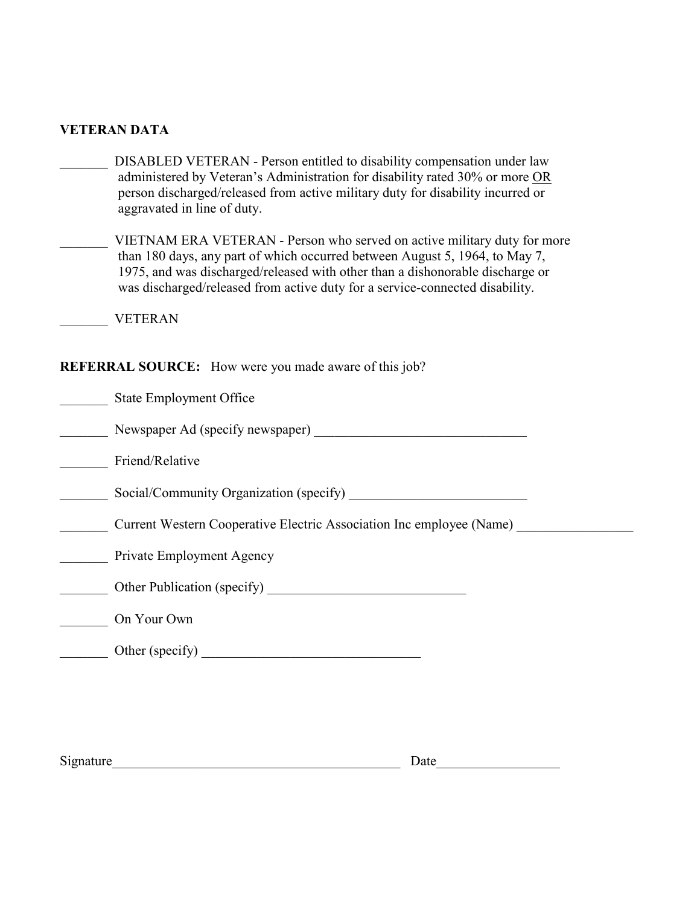**VETERAN DATA**

_______ DISABLED VETERAN - Person entitled to disability compensation under law administered by Veteran's Administration for disability rated 30% or more OR person discharged/released from active military duty for disability incurred or aggravated in line of duty.

_______ VIETNAM ERA VETERAN - Person who served on active military duty for more than 180 days, any part of which occurred between August 5, 1964, to May 7, 1975, and was discharged/released with other than a dishonorable discharge or was discharged/released from active duty for a service-connected disability.

_______ VETERAN

**REFERRAL SOURCE:** How were you made aware of this job?

_______ State Employment Office

_______ Newspaper Ad (specify newspaper) _______________________________

_______ Friend/Relative

_______ Social/Community Organization (specify) __________________________

_______ Current Western Cooperative Electric Association Inc employee (Name) _________________

_______ Private Employment Agency

_______ Other Publication (specify) _____________________________

_______ On Your Own

_______ Other (specify) ________________________________

Signature___________________________________________ Date_________________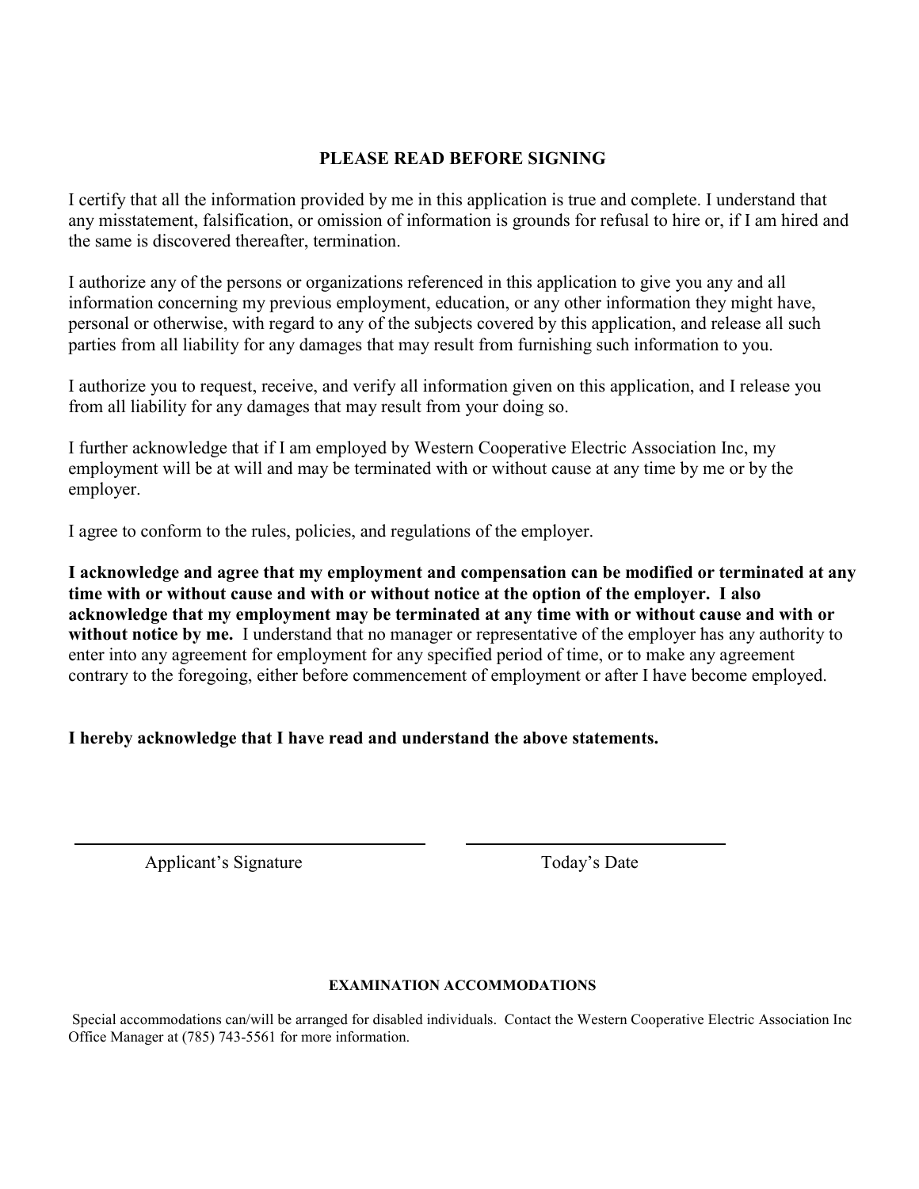## PLEASE READ BEFORE SIGNING

I certify that all the information provided by me in this application is true and complete. I understand that any misstatement, falsification, or omission of information is grounds for refusal to hire or, if I am hired and the same is discovered thereafter, termination.

I authorize any of the persons or organizations referenced in this application to give you any and all information concerning my previous employment, education, or any other information they might have, personal or otherwise, with regard to any of the subjects covered by this application, and release all such parties from all liability for any damages that may result from furnishing such information to you.

I authorize you to request, receive, and verify all information given on this application, and I release you from all liability for any damages that may result from your doing so.

I further acknowledge that if I am employed by Western Cooperative Electric Association Inc, my employment will be at will and may be terminated with or without cause at any time by me or by the employer.

I agree to conform to the rules, policies, and regulations of the employer.

**I acknowledge and agree that my employment and compensation can be modified or terminated at any time with or without cause and with or without notice at the option of the employer. I also acknowledge that my employment may be terminated at any time with or without cause and with or without notice by me.** I understand that no manager or representative of the employer has any authority to enter into any agreement for employment for any specified period of time, or to make any agreement contrary to the foregoing, either before commencement of employment or after I have become employed.

**I hereby acknowledge that I have read and understand the above statements.**

\_\_\_\_\_\_\_\_\_\_\_\_\_\_\_\_\_\_\_\_\_\_\_\_\_\_\_\_\_\_\_\_\_\_\_\_\_\_\_\_ \_\_\_\_\_\_\_\_\_\_\_\_\_\_\_\_\_\_\_\_\_\_\_\_\_\_\_\_\_\_

Applicant's Signature Today's Date

### EXAMINATION ACCOMMODATIONS

Special accommodations can/will be arranged for disabled individuals. Contact the Western Cooperative Electric Association Inc Office Manager at (785) 743-5561 for more information.